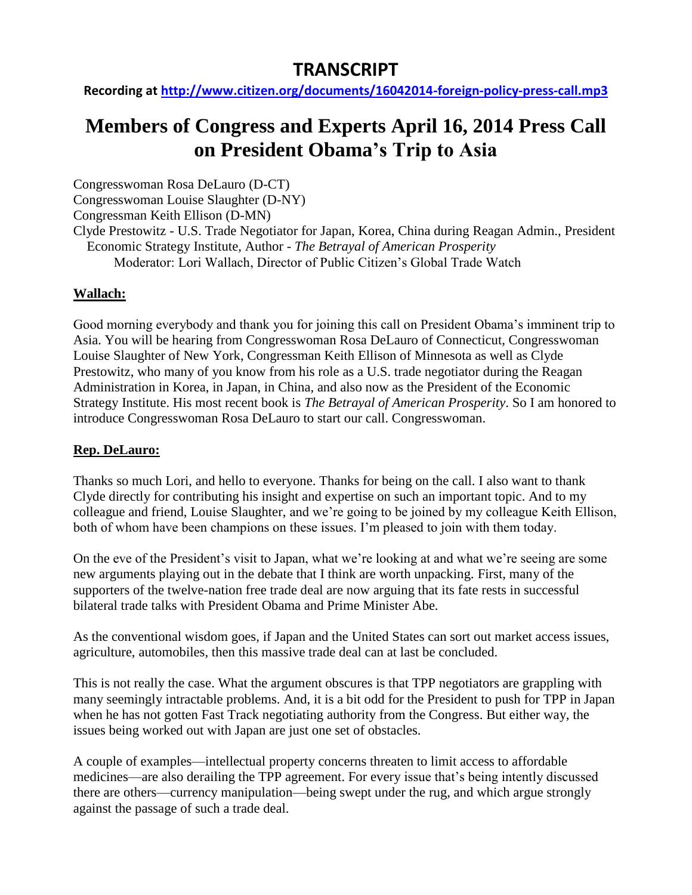# TRANSCRIPT

**Recording at http://www.citizen.org/documents/16042014-foreign-policy-press-call.mp3**

# Members of Congress and Experts April 16, 2014 Press Call on President Obama's Trip to Asia

Congresswoman Rosa DeLauro (D-CT)
Congresswoman Louise Slaughter (D-NY)
Congressman Keith Ellison (D-MN)
Clyde Prestowitz - U.S. Trade Negotiator for Japan, Korea, China during Reagan Admin., President Economic Strategy Institute, Author - *The Betrayal of American Prosperity*
Moderator: Lori Wallach, Director of Public Citizen's Global Trade Watch

**Wallach:**

Good morning everybody and thank you for joining this call on President Obama's imminent trip to Asia. You will be hearing from Congresswoman Rosa DeLauro of Connecticut, Congresswoman Louise Slaughter of New York, Congressman Keith Ellison of Minnesota as well as Clyde Prestowitz, who many of you know from his role as a U.S. trade negotiator during the Reagan Administration in Korea, in Japan, in China, and also now as the President of the Economic Strategy Institute. His most recent book is *The Betrayal of American Prosperity*. So I am honored to introduce Congresswoman Rosa DeLauro to start our call. Congresswoman.

**Rep. DeLauro:**

Thanks so much Lori, and hello to everyone. Thanks for being on the call. I also want to thank Clyde directly for contributing his insight and expertise on such an important topic. And to my colleague and friend, Louise Slaughter, and we're going to be joined by my colleague Keith Ellison, both of whom have been champions on these issues. I'm pleased to join with them today.

On the eve of the President's visit to Japan, what we're looking at and what we're seeing are some new arguments playing out in the debate that I think are worth unpacking. First, many of the supporters of the twelve-nation free trade deal are now arguing that its fate rests in successful bilateral trade talks with President Obama and Prime Minister Abe.

As the conventional wisdom goes, if Japan and the United States can sort out market access issues, agriculture, automobiles, then this massive trade deal can at last be concluded.

This is not really the case. What the argument obscures is that TPP negotiators are grappling with many seemingly intractable problems. And, it is a bit odd for the President to push for TPP in Japan when he has not gotten Fast Track negotiating authority from the Congress. But either way, the issues being worked out with Japan are just one set of obstacles.

A couple of examples—intellectual property concerns threaten to limit access to affordable medicines—are also derailing the TPP agreement. For every issue that's being intently discussed there are others—currency manipulation—being swept under the rug, and which argue strongly against the passage of such a trade deal.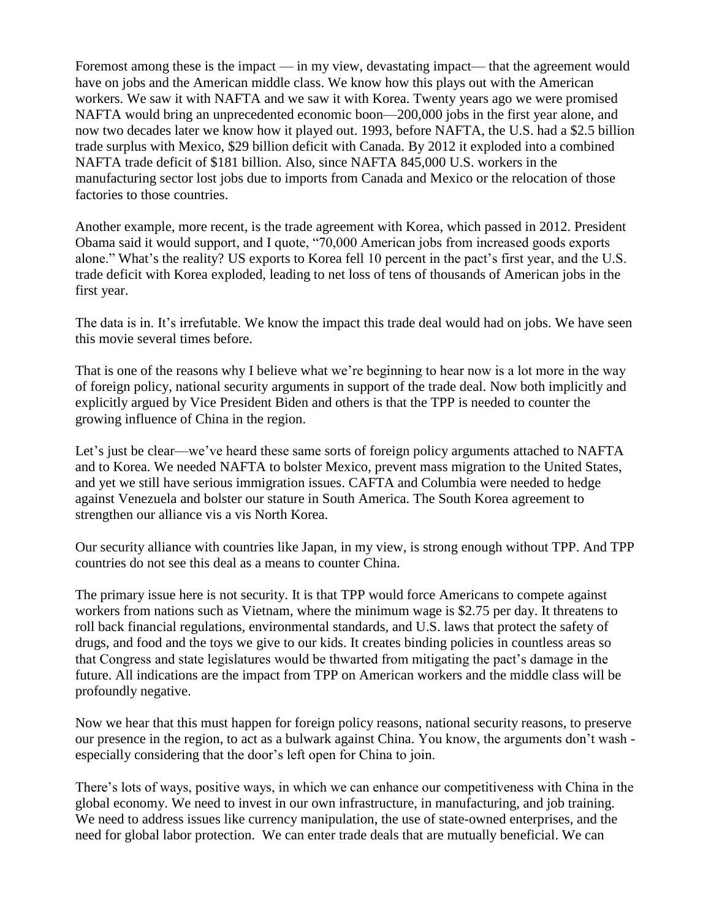Foremost among these is the impact — in my view, devastating impact— that the agreement would have on jobs and the American middle class. We know how this plays out with the American workers. We saw it with NAFTA and we saw it with Korea. Twenty years ago we were promised NAFTA would bring an unprecedented economic boon—200,000 jobs in the first year alone, and now two decades later we know how it played out. 1993, before NAFTA, the U.S. had a $2.5 billion trade surplus with Mexico, $29 billion deficit with Canada. By 2012 it exploded into a combined NAFTA trade deficit of $181 billion. Also, since NAFTA 845,000 U.S. workers in the manufacturing sector lost jobs due to imports from Canada and Mexico or the relocation of those factories to those countries.

Another example, more recent, is the trade agreement with Korea, which passed in 2012. President Obama said it would support, and I quote, "70,000 American jobs from increased goods exports alone." What's the reality? US exports to Korea fell 10 percent in the pact's first year, and the U.S. trade deficit with Korea exploded, leading to net loss of tens of thousands of American jobs in the first year.

The data is in. It's irrefutable. We know the impact this trade deal would had on jobs. We have seen this movie several times before.

That is one of the reasons why I believe what we're beginning to hear now is a lot more in the way of foreign policy, national security arguments in support of the trade deal. Now both implicitly and explicitly argued by Vice President Biden and others is that the TPP is needed to counter the growing influence of China in the region.

Let's just be clear—we've heard these same sorts of foreign policy arguments attached to NAFTA and to Korea. We needed NAFTA to bolster Mexico, prevent mass migration to the United States, and yet we still have serious immigration issues. CAFTA and Columbia were needed to hedge against Venezuela and bolster our stature in South America. The South Korea agreement to strengthen our alliance vis a vis North Korea.

Our security alliance with countries like Japan, in my view, is strong enough without TPP. And TPP countries do not see this deal as a means to counter China.

The primary issue here is not security. It is that TPP would force Americans to compete against workers from nations such as Vietnam, where the minimum wage is $2.75 per day. It threatens to roll back financial regulations, environmental standards, and U.S. laws that protect the safety of drugs, and food and the toys we give to our kids. It creates binding policies in countless areas so that Congress and state legislatures would be thwarted from mitigating the pact's damage in the future. All indications are the impact from TPP on American workers and the middle class will be profoundly negative.

Now we hear that this must happen for foreign policy reasons, national security reasons, to preserve our presence in the region, to act as a bulwark against China. You know, the arguments don't wash - especially considering that the door's left open for China to join.

There's lots of ways, positive ways, in which we can enhance our competitiveness with China in the global economy. We need to invest in our own infrastructure, in manufacturing, and job training. We need to address issues like currency manipulation, the use of state-owned enterprises, and the need for global labor protection. We can enter trade deals that are mutually beneficial. We can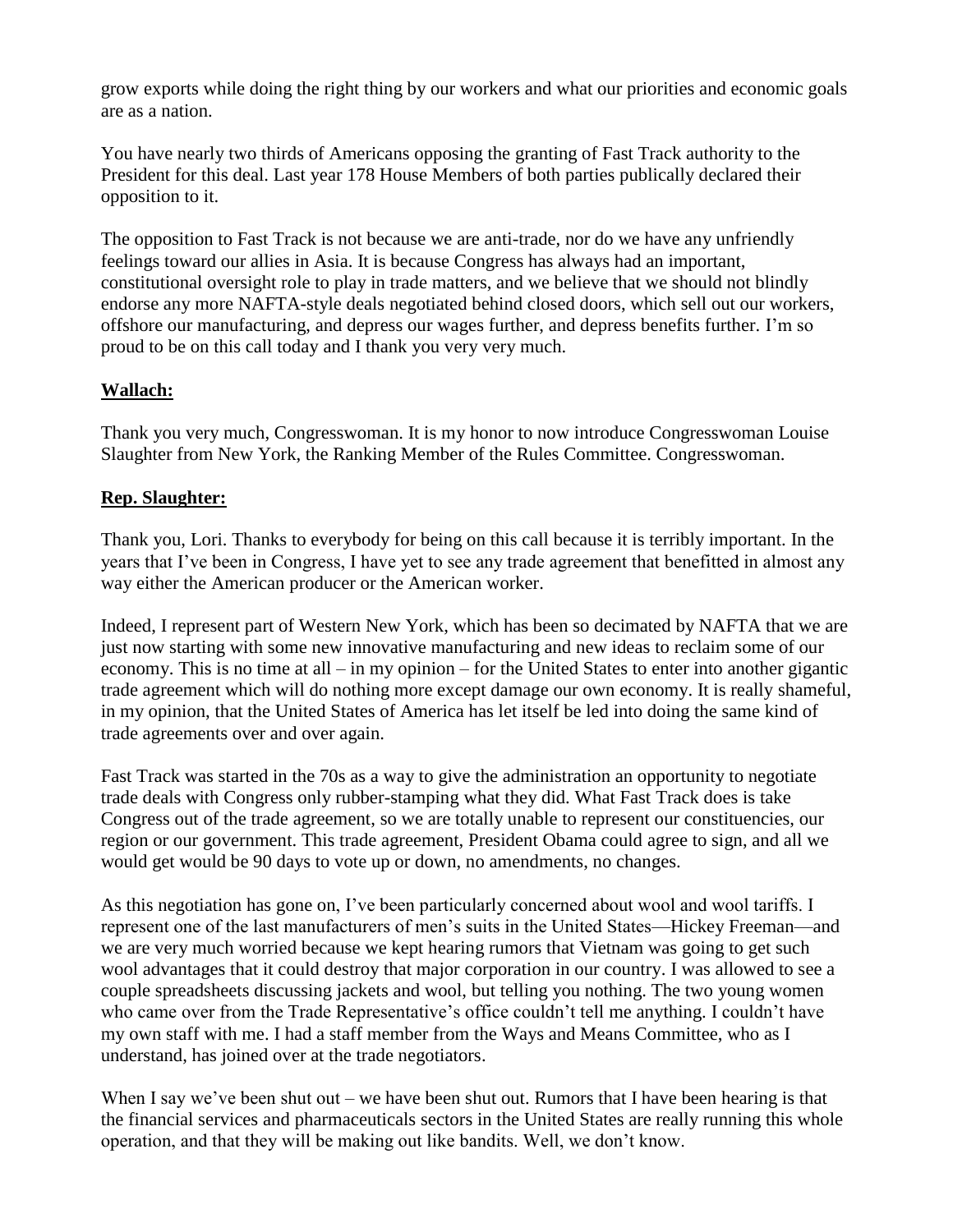grow exports while doing the right thing by our workers and what our priorities and economic goals are as a nation.

You have nearly two thirds of Americans opposing the granting of Fast Track authority to the President for this deal. Last year 178 House Members of both parties publically declared their opposition to it.

The opposition to Fast Track is not because we are anti-trade, nor do we have any unfriendly feelings toward our allies in Asia. It is because Congress has always had an important, constitutional oversight role to play in trade matters, and we believe that we should not blindly endorse any more NAFTA-style deals negotiated behind closed doors, which sell out our workers, offshore our manufacturing, and depress our wages further, and depress benefits further. I'm so proud to be on this call today and I thank you very very much.

**Wallach:**

Thank you very much, Congresswoman. It is my honor to now introduce Congresswoman Louise Slaughter from New York, the Ranking Member of the Rules Committee. Congresswoman.

**Rep. Slaughter:**

Thank you, Lori. Thanks to everybody for being on this call because it is terribly important. In the years that I've been in Congress, I have yet to see any trade agreement that benefitted in almost any way either the American producer or the American worker.

Indeed, I represent part of Western New York, which has been so decimated by NAFTA that we are just now starting with some new innovative manufacturing and new ideas to reclaim some of our economy. This is no time at all – in my opinion – for the United States to enter into another gigantic trade agreement which will do nothing more except damage our own economy. It is really shameful, in my opinion, that the United States of America has let itself be led into doing the same kind of trade agreements over and over again.

Fast Track was started in the 70s as a way to give the administration an opportunity to negotiate trade deals with Congress only rubber-stamping what they did. What Fast Track does is take Congress out of the trade agreement, so we are totally unable to represent our constituencies, our region or our government. This trade agreement, President Obama could agree to sign, and all we would get would be 90 days to vote up or down, no amendments, no changes.

As this negotiation has gone on, I've been particularly concerned about wool and wool tariffs. I represent one of the last manufacturers of men's suits in the United States—Hickey Freeman—and we are very much worried because we kept hearing rumors that Vietnam was going to get such wool advantages that it could destroy that major corporation in our country. I was allowed to see a couple spreadsheets discussing jackets and wool, but telling you nothing. The two young women who came over from the Trade Representative's office couldn't tell me anything. I couldn't have my own staff with me. I had a staff member from the Ways and Means Committee, who as I understand, has joined over at the trade negotiators.

When I say we've been shut out – we have been shut out. Rumors that I have been hearing is that the financial services and pharmaceuticals sectors in the United States are really running this whole operation, and that they will be making out like bandits. Well, we don't know.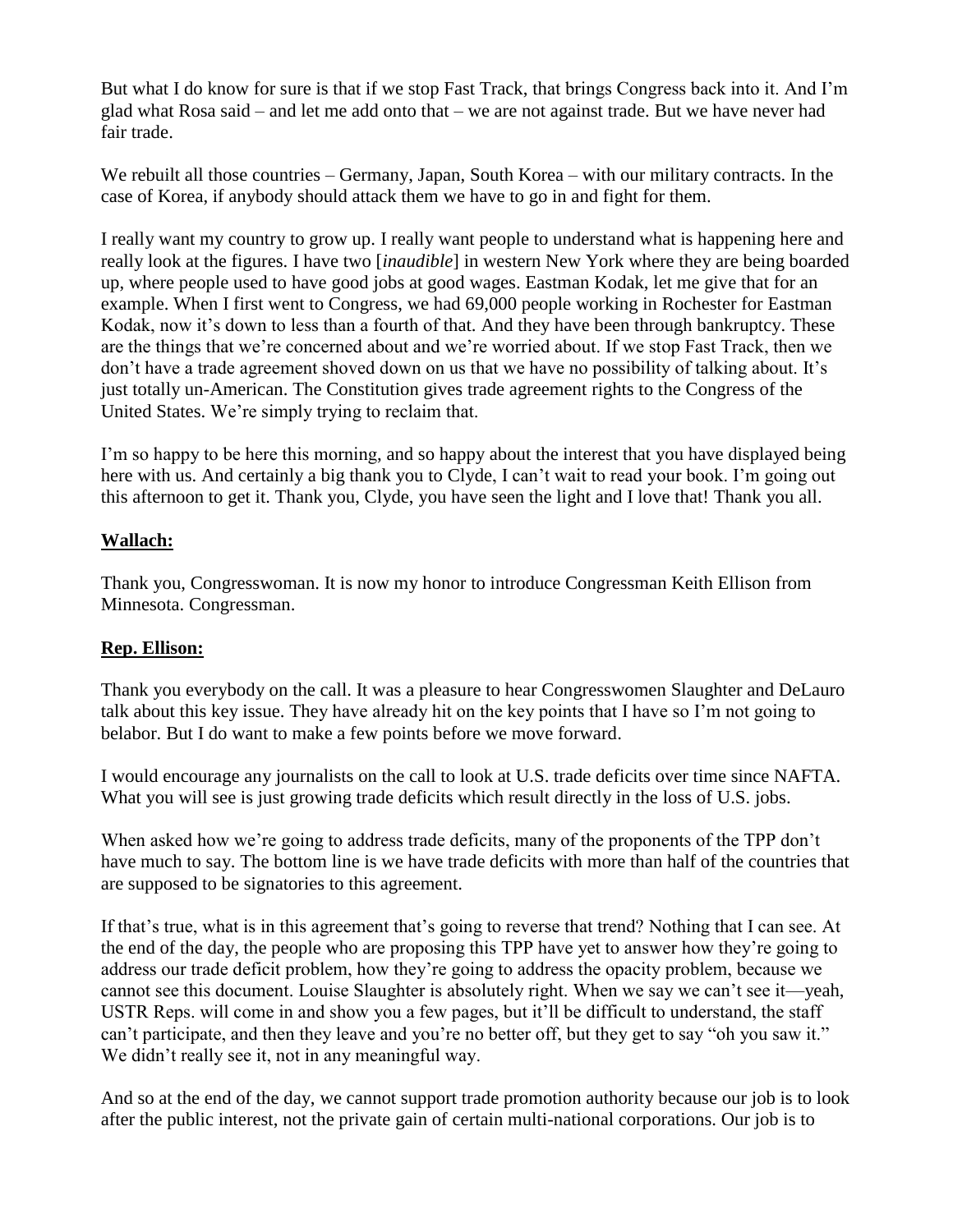But what I do know for sure is that if we stop Fast Track, that brings Congress back into it. And I'm glad what Rosa said – and let me add onto that – we are not against trade. But we have never had fair trade.

We rebuilt all those countries – Germany, Japan, South Korea – with our military contracts. In the case of Korea, if anybody should attack them we have to go in and fight for them.

I really want my country to grow up. I really want people to understand what is happening here and really look at the figures. I have two [*inaudible*] in western New York where they are being boarded up, where people used to have good jobs at good wages. Eastman Kodak, let me give that for an example. When I first went to Congress, we had 69,000 people working in Rochester for Eastman Kodak, now it's down to less than a fourth of that. And they have been through bankruptcy. These are the things that we're concerned about and we're worried about. If we stop Fast Track, then we don't have a trade agreement shoved down on us that we have no possibility of talking about. It's just totally un-American. The Constitution gives trade agreement rights to the Congress of the United States. We're simply trying to reclaim that.

I'm so happy to be here this morning, and so happy about the interest that you have displayed being here with us. And certainly a big thank you to Clyde, I can't wait to read your book. I'm going out this afternoon to get it. Thank you, Clyde, you have seen the light and I love that! Thank you all.

**Wallach:**

Thank you, Congresswoman. It is now my honor to introduce Congressman Keith Ellison from Minnesota. Congressman.

**Rep. Ellison:**

Thank you everybody on the call. It was a pleasure to hear Congresswomen Slaughter and DeLauro talk about this key issue. They have already hit on the key points that I have so I'm not going to belabor. But I do want to make a few points before we move forward.

I would encourage any journalists on the call to look at U.S. trade deficits over time since NAFTA. What you will see is just growing trade deficits which result directly in the loss of U.S. jobs.

When asked how we're going to address trade deficits, many of the proponents of the TPP don't have much to say. The bottom line is we have trade deficits with more than half of the countries that are supposed to be signatories to this agreement.

If that's true, what is in this agreement that's going to reverse that trend? Nothing that I can see. At the end of the day, the people who are proposing this TPP have yet to answer how they're going to address our trade deficit problem, how they're going to address the opacity problem, because we cannot see this document. Louise Slaughter is absolutely right. When we say we can't see it—yeah, USTR Reps. will come in and show you a few pages, but it'll be difficult to understand, the staff can't participate, and then they leave and you're no better off, but they get to say "oh you saw it." We didn't really see it, not in any meaningful way.

And so at the end of the day, we cannot support trade promotion authority because our job is to look after the public interest, not the private gain of certain multi-national corporations. Our job is to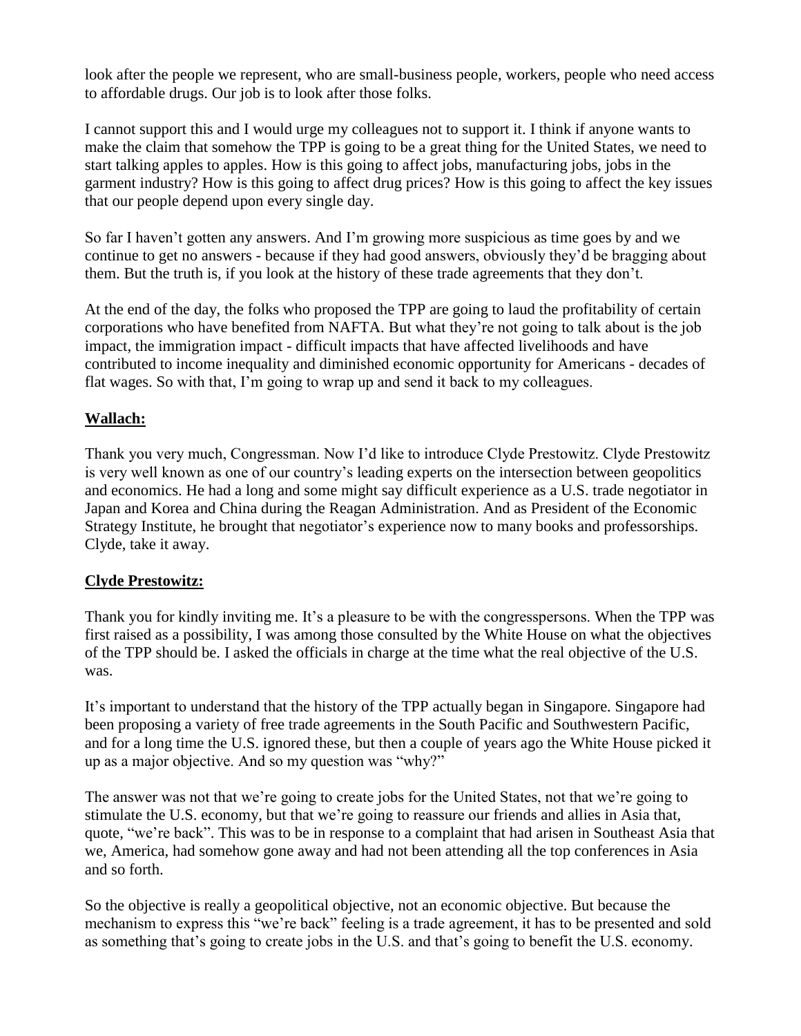look after the people we represent, who are small-business people, workers, people who need access to affordable drugs. Our job is to look after those folks.

I cannot support this and I would urge my colleagues not to support it. I think if anyone wants to make the claim that somehow the TPP is going to be a great thing for the United States, we need to start talking apples to apples. How is this going to affect jobs, manufacturing jobs, jobs in the garment industry? How is this going to affect drug prices? How is this going to affect the key issues that our people depend upon every single day.

So far I haven't gotten any answers. And I'm growing more suspicious as time goes by and we continue to get no answers - because if they had good answers, obviously they'd be bragging about them. But the truth is, if you look at the history of these trade agreements that they don't.

At the end of the day, the folks who proposed the TPP are going to laud the profitability of certain corporations who have benefited from NAFTA. But what they're not going to talk about is the job impact, the immigration impact - difficult impacts that have affected livelihoods and have contributed to income inequality and diminished economic opportunity for Americans - decades of flat wages. So with that, I'm going to wrap up and send it back to my colleagues.

**Wallach:**

Thank you very much, Congressman. Now I'd like to introduce Clyde Prestowitz. Clyde Prestowitz is very well known as one of our country's leading experts on the intersection between geopolitics and economics. He had a long and some might say difficult experience as a U.S. trade negotiator in Japan and Korea and China during the Reagan Administration. And as President of the Economic Strategy Institute, he brought that negotiator's experience now to many books and professorships. Clyde, take it away.

**Clyde Prestowitz:**

Thank you for kindly inviting me. It's a pleasure to be with the congresspersons. When the TPP was first raised as a possibility, I was among those consulted by the White House on what the objectives of the TPP should be. I asked the officials in charge at the time what the real objective of the U.S. was.

It's important to understand that the history of the TPP actually began in Singapore. Singapore had been proposing a variety of free trade agreements in the South Pacific and Southwestern Pacific, and for a long time the U.S. ignored these, but then a couple of years ago the White House picked it up as a major objective. And so my question was "why?"

The answer was not that we're going to create jobs for the United States, not that we're going to stimulate the U.S. economy, but that we're going to reassure our friends and allies in Asia that, quote, "we're back". This was to be in response to a complaint that had arisen in Southeast Asia that we, America, had somehow gone away and had not been attending all the top conferences in Asia and so forth.

So the objective is really a geopolitical objective, not an economic objective. But because the mechanism to express this "we're back" feeling is a trade agreement, it has to be presented and sold as something that's going to create jobs in the U.S. and that's going to benefit the U.S. economy.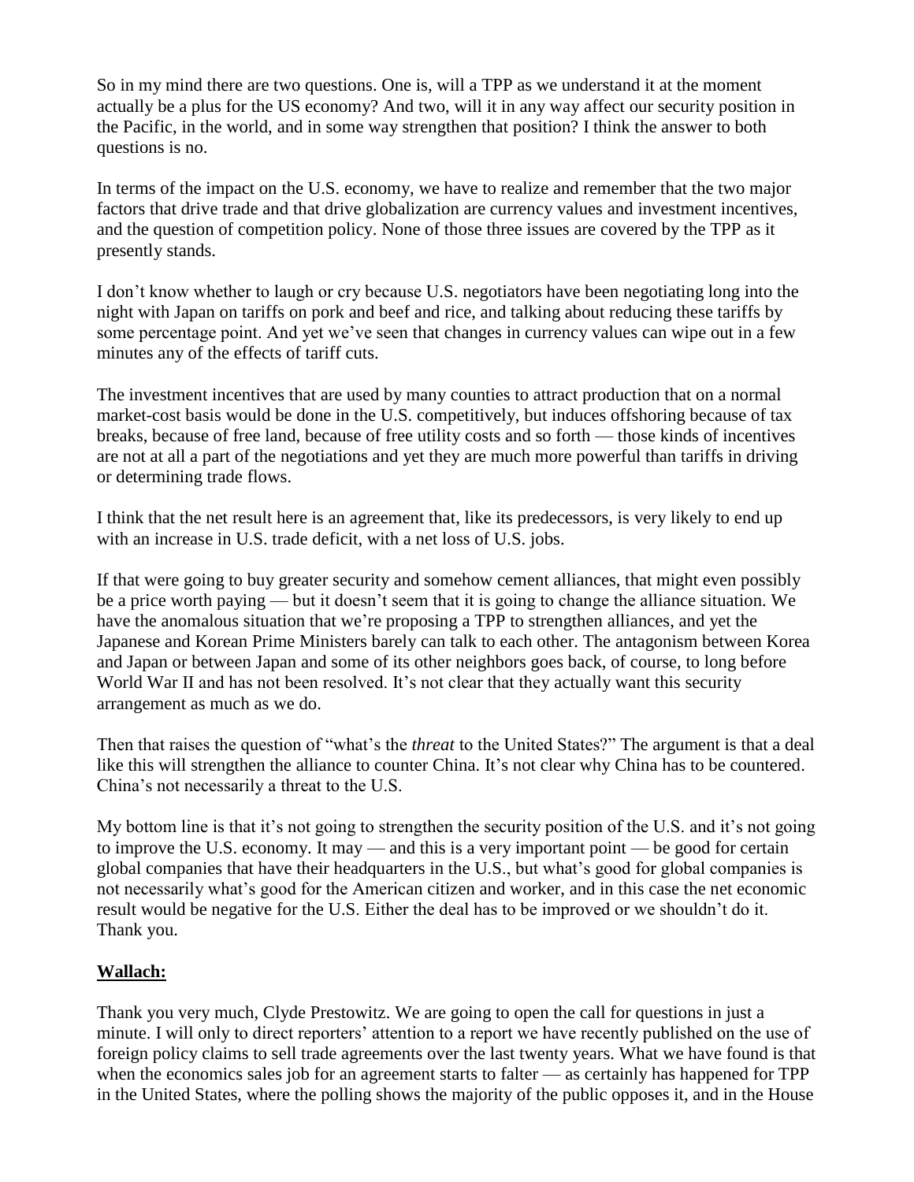So in my mind there are two questions. One is, will a TPP as we understand it at the moment actually be a plus for the US economy? And two, will it in any way affect our security position in the Pacific, in the world, and in some way strengthen that position? I think the answer to both questions is no.

In terms of the impact on the U.S. economy, we have to realize and remember that the two major factors that drive trade and that drive globalization are currency values and investment incentives, and the question of competition policy. None of those three issues are covered by the TPP as it presently stands.

I don't know whether to laugh or cry because U.S. negotiators have been negotiating long into the night with Japan on tariffs on pork and beef and rice, and talking about reducing these tariffs by some percentage point. And yet we've seen that changes in currency values can wipe out in a few minutes any of the effects of tariff cuts.

The investment incentives that are used by many counties to attract production that on a normal market-cost basis would be done in the U.S. competitively, but induces offshoring because of tax breaks, because of free land, because of free utility costs and so forth — those kinds of incentives are not at all a part of the negotiations and yet they are much more powerful than tariffs in driving or determining trade flows.

I think that the net result here is an agreement that, like its predecessors, is very likely to end up with an increase in U.S. trade deficit, with a net loss of U.S. jobs.

If that were going to buy greater security and somehow cement alliances, that might even possibly be a price worth paying — but it doesn't seem that it is going to change the alliance situation. We have the anomalous situation that we're proposing a TPP to strengthen alliances, and yet the Japanese and Korean Prime Ministers barely can talk to each other. The antagonism between Korea and Japan or between Japan and some of its other neighbors goes back, of course, to long before World War II and has not been resolved. It's not clear that they actually want this security arrangement as much as we do.

Then that raises the question of "what's the *threat* to the United States?" The argument is that a deal like this will strengthen the alliance to counter China. It's not clear why China has to be countered. China's not necessarily a threat to the U.S.

My bottom line is that it's not going to strengthen the security position of the U.S. and it's not going to improve the U.S. economy. It may — and this is a very important point — be good for certain global companies that have their headquarters in the U.S., but what's good for global companies is not necessarily what's good for the American citizen and worker, and in this case the net economic result would be negative for the U.S. Either the deal has to be improved or we shouldn't do it. Thank you.

**Wallach:**

Thank you very much, Clyde Prestowitz. We are going to open the call for questions in just a minute. I will only to direct reporters' attention to a report we have recently published on the use of foreign policy claims to sell trade agreements over the last twenty years. What we have found is that when the economics sales job for an agreement starts to falter — as certainly has happened for TPP in the United States, where the polling shows the majority of the public opposes it, and in the House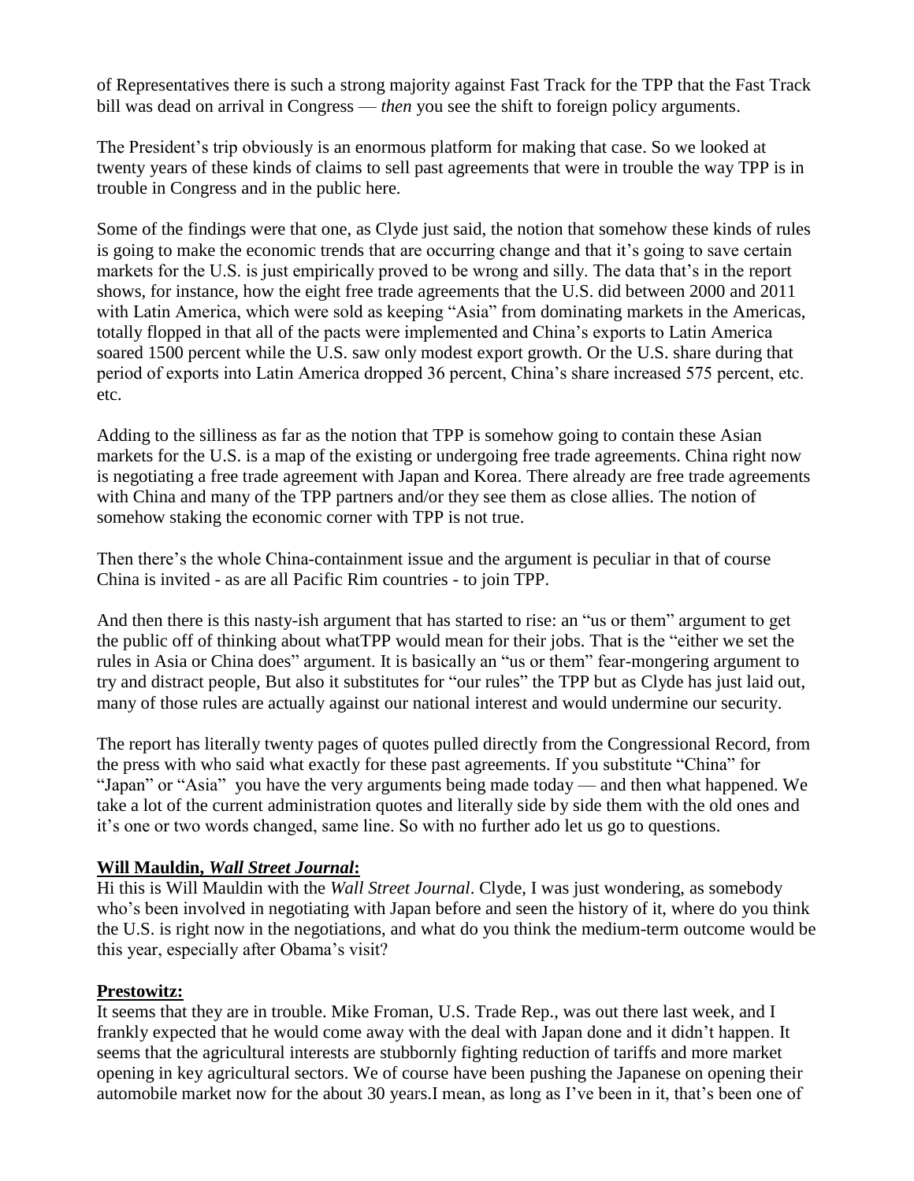of Representatives there is such a strong majority against Fast Track for the TPP that the Fast Track bill was dead on arrival in Congress — *then* you see the shift to foreign policy arguments.

The President's trip obviously is an enormous platform for making that case. So we looked at twenty years of these kinds of claims to sell past agreements that were in trouble the way TPP is in trouble in Congress and in the public here.

Some of the findings were that one, as Clyde just said, the notion that somehow these kinds of rules is going to make the economic trends that are occurring change and that it's going to save certain markets for the U.S. is just empirically proved to be wrong and silly. The data that's in the report shows, for instance, how the eight free trade agreements that the U.S. did between 2000 and 2011 with Latin America, which were sold as keeping "Asia" from dominating markets in the Americas, totally flopped in that all of the pacts were implemented and China's exports to Latin America soared 1500 percent while the U.S. saw only modest export growth. Or the U.S. share during that period of exports into Latin America dropped 36 percent, China's share increased 575 percent, etc. etc.

Adding to the silliness as far as the notion that TPP is somehow going to contain these Asian markets for the U.S. is a map of the existing or undergoing free trade agreements. China right now is negotiating a free trade agreement with Japan and Korea. There already are free trade agreements with China and many of the TPP partners and/or they see them as close allies. The notion of somehow staking the economic corner with TPP is not true.

Then there's the whole China-containment issue and the argument is peculiar in that of course China is invited - as are all Pacific Rim countries - to join TPP.

And then there is this nasty-ish argument that has started to rise: an "us or them" argument to get the public off of thinking about whatTPP would mean for their jobs. That is the "either we set the rules in Asia or China does" argument. It is basically an "us or them" fear-mongering argument to try and distract people, But also it substitutes for "our rules" the TPP but as Clyde has just laid out, many of those rules are actually against our national interest and would undermine our security.

The report has literally twenty pages of quotes pulled directly from the Congressional Record, from the press with who said what exactly for these past agreements. If you substitute "China" for "Japan" or "Asia" you have the very arguments being made today — and then what happened. We take a lot of the current administration quotes and literally side by side them with the old ones and it's one or two words changed, same line. So with no further ado let us go to questions.

**Will Mauldin, *Wall Street Journal*:**

Hi this is Will Mauldin with the *Wall Street Journal*. Clyde, I was just wondering, as somebody who's been involved in negotiating with Japan before and seen the history of it, where do you think the U.S. is right now in the negotiations, and what do you think the medium-term outcome would be this year, especially after Obama's visit?

**Prestowitz:**

It seems that they are in trouble. Mike Froman, U.S. Trade Rep., was out there last week, and I frankly expected that he would come away with the deal with Japan done and it didn't happen. It seems that the agricultural interests are stubbornly fighting reduction of tariffs and more market opening in key agricultural sectors. We of course have been pushing the Japanese on opening their automobile market now for the about 30 years.I mean, as long as I've been in it, that's been one of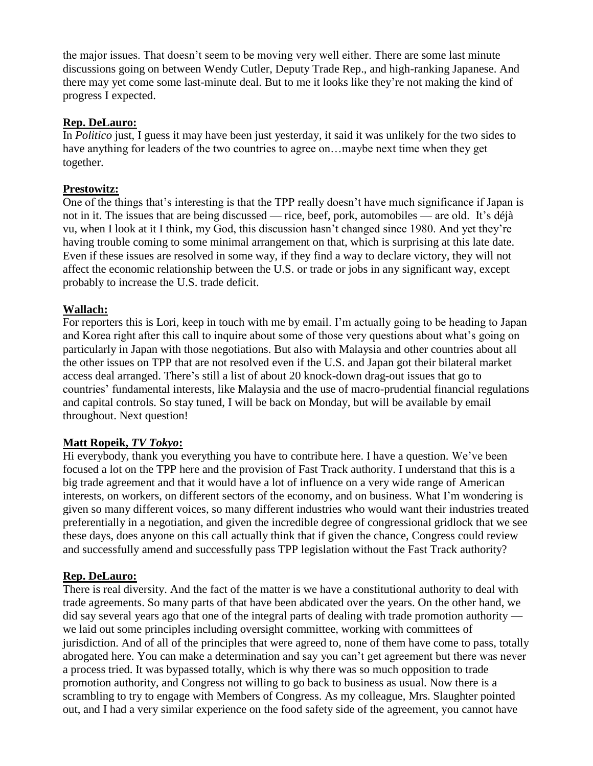the major issues. That doesn't seem to be moving very well either. There are some last minute discussions going on between Wendy Cutler, Deputy Trade Rep., and high-ranking Japanese. And there may yet come some last-minute deal. But to me it looks like they're not making the kind of progress I expected.

**Rep. DeLauro:**
In *Politico* just, I guess it may have been just yesterday, it said it was unlikely for the two sides to have anything for leaders of the two countries to agree on…maybe next time when they get together.

**Prestowitz:**
One of the things that's interesting is that the TPP really doesn't have much significance if Japan is not in it. The issues that are being discussed — rice, beef, pork, automobiles — are old. It's déjà vu, when I look at it I think, my God, this discussion hasn't changed since 1980. And yet they're having trouble coming to some minimal arrangement on that, which is surprising at this late date. Even if these issues are resolved in some way, if they find a way to declare victory, they will not affect the economic relationship between the U.S. or trade or jobs in any significant way, except probably to increase the U.S. trade deficit.

**Wallach:**
For reporters this is Lori, keep in touch with me by email. I'm actually going to be heading to Japan and Korea right after this call to inquire about some of those very questions about what's going on particularly in Japan with those negotiations. But also with Malaysia and other countries about all the other issues on TPP that are not resolved even if the U.S. and Japan got their bilateral market access deal arranged. There's still a list of about 20 knock-down drag-out issues that go to countries' fundamental interests, like Malaysia and the use of macro-prudential financial regulations and capital controls. So stay tuned, I will be back on Monday, but will be available by email throughout. Next question!

**Matt Ropeik, *TV Tokyo*:**
Hi everybody, thank you everything you have to contribute here. I have a question. We've been focused a lot on the TPP here and the provision of Fast Track authority. I understand that this is a big trade agreement and that it would have a lot of influence on a very wide range of American interests, on workers, on different sectors of the economy, and on business. What I'm wondering is given so many different voices, so many different industries who would want their industries treated preferentially in a negotiation, and given the incredible degree of congressional gridlock that we see these days, does anyone on this call actually think that if given the chance, Congress could review and successfully amend and successfully pass TPP legislation without the Fast Track authority?

**Rep. DeLauro:**
There is real diversity. And the fact of the matter is we have a constitutional authority to deal with trade agreements. So many parts of that have been abdicated over the years. On the other hand, we did say several years ago that one of the integral parts of dealing with trade promotion authority — we laid out some principles including oversight committee, working with committees of jurisdiction. And of all of the principles that were agreed to, none of them have come to pass, totally abrogated here. You can make a determination and say you can't get agreement but there was never a process tried. It was bypassed totally, which is why there was so much opposition to trade promotion authority, and Congress not willing to go back to business as usual. Now there is a scrambling to try to engage with Members of Congress. As my colleague, Mrs. Slaughter pointed out, and I had a very similar experience on the food safety side of the agreement, you cannot have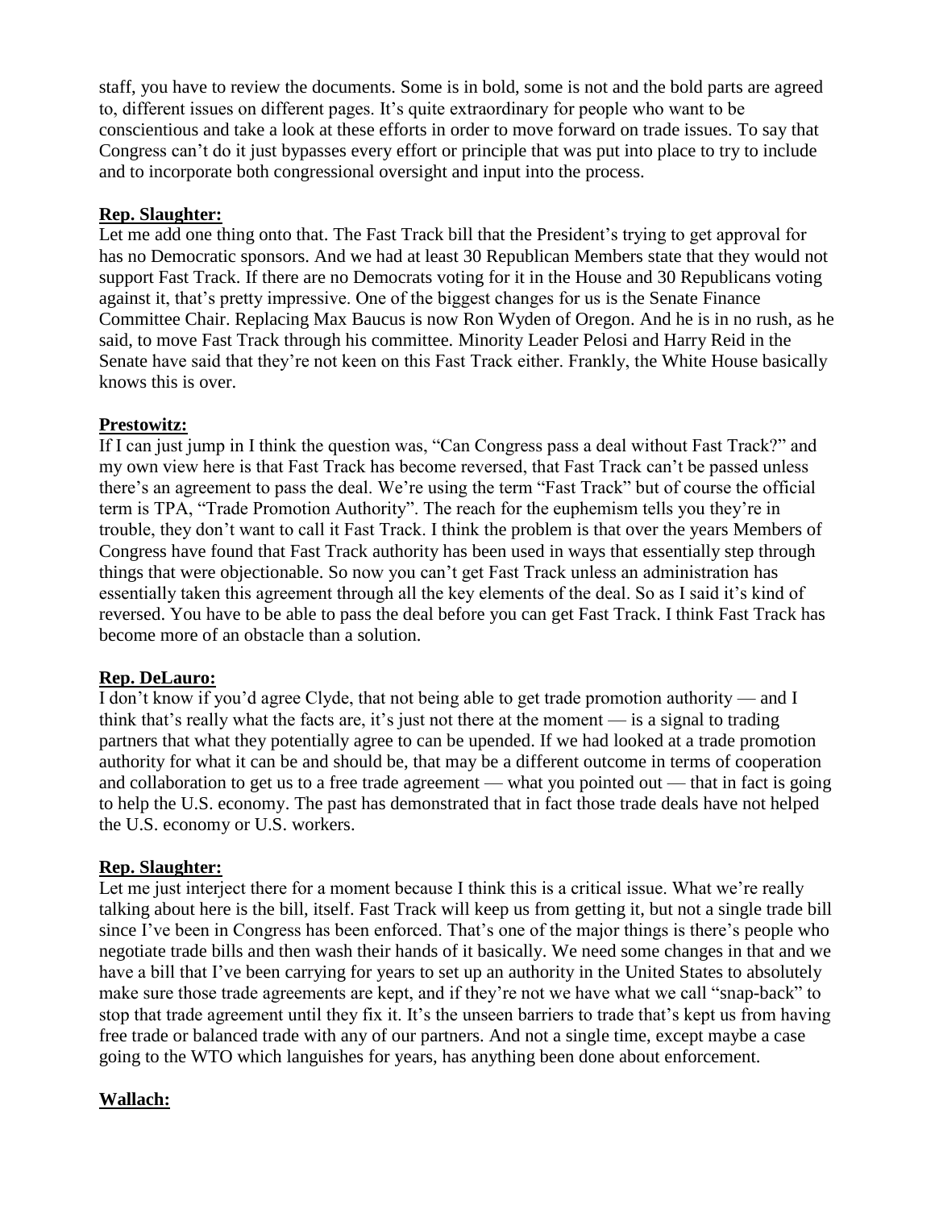staff, you have to review the documents. Some is in bold, some is not and the bold parts are agreed to, different issues on different pages. It's quite extraordinary for people who want to be conscientious and take a look at these efforts in order to move forward on trade issues. To say that Congress can't do it just bypasses every effort or principle that was put into place to try to include and to incorporate both congressional oversight and input into the process.

**Rep. Slaughter:**

Let me add one thing onto that. The Fast Track bill that the President's trying to get approval for has no Democratic sponsors. And we had at least 30 Republican Members state that they would not support Fast Track. If there are no Democrats voting for it in the House and 30 Republicans voting against it, that's pretty impressive. One of the biggest changes for us is the Senate Finance Committee Chair. Replacing Max Baucus is now Ron Wyden of Oregon. And he is in no rush, as he said, to move Fast Track through his committee. Minority Leader Pelosi and Harry Reid in the Senate have said that they're not keen on this Fast Track either. Frankly, the White House basically knows this is over.

**Prestowitz:**

If I can just jump in I think the question was, "Can Congress pass a deal without Fast Track?" and my own view here is that Fast Track has become reversed, that Fast Track can't be passed unless there's an agreement to pass the deal. We're using the term "Fast Track" but of course the official term is TPA, "Trade Promotion Authority". The reach for the euphemism tells you they're in trouble, they don't want to call it Fast Track. I think the problem is that over the years Members of Congress have found that Fast Track authority has been used in ways that essentially step through things that were objectionable. So now you can't get Fast Track unless an administration has essentially taken this agreement through all the key elements of the deal. So as I said it's kind of reversed. You have to be able to pass the deal before you can get Fast Track. I think Fast Track has become more of an obstacle than a solution.

**Rep. DeLauro:**

I don't know if you'd agree Clyde, that not being able to get trade promotion authority — and I think that's really what the facts are, it's just not there at the moment — is a signal to trading partners that what they potentially agree to can be upended. If we had looked at a trade promotion authority for what it can be and should be, that may be a different outcome in terms of cooperation and collaboration to get us to a free trade agreement — what you pointed out — that in fact is going to help the U.S. economy. The past has demonstrated that in fact those trade deals have not helped the U.S. economy or U.S. workers.

**Rep. Slaughter:**

Let me just interject there for a moment because I think this is a critical issue. What we're really talking about here is the bill, itself. Fast Track will keep us from getting it, but not a single trade bill since I've been in Congress has been enforced. That's one of the major things is there's people who negotiate trade bills and then wash their hands of it basically. We need some changes in that and we have a bill that I've been carrying for years to set up an authority in the United States to absolutely make sure those trade agreements are kept, and if they're not we have what we call "snap-back" to stop that trade agreement until they fix it. It's the unseen barriers to trade that's kept us from having free trade or balanced trade with any of our partners. And not a single time, except maybe a case going to the WTO which languishes for years, has anything been done about enforcement.

**Wallach:**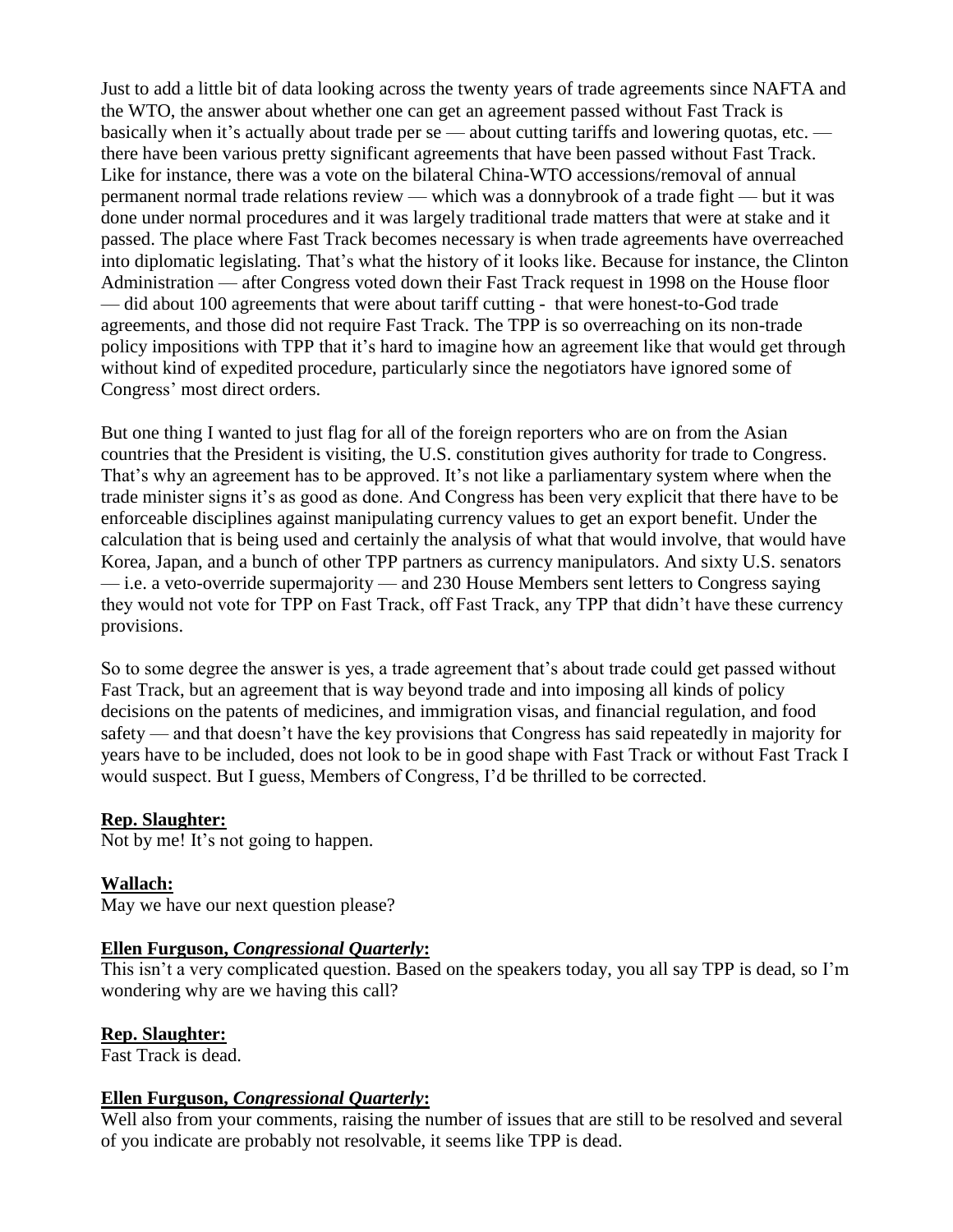Just to add a little bit of data looking across the twenty years of trade agreements since NAFTA and the WTO, the answer about whether one can get an agreement passed without Fast Track is basically when it's actually about trade per se — about cutting tariffs and lowering quotas, etc. — there have been various pretty significant agreements that have been passed without Fast Track. Like for instance, there was a vote on the bilateral China-WTO accessions/removal of annual permanent normal trade relations review — which was a donnybrook of a trade fight — but it was done under normal procedures and it was largely traditional trade matters that were at stake and it passed. The place where Fast Track becomes necessary is when trade agreements have overreached into diplomatic legislating. That's what the history of it looks like. Because for instance, the Clinton Administration — after Congress voted down their Fast Track request in 1998 on the House floor — did about 100 agreements that were about tariff cutting - that were honest-to-God trade agreements, and those did not require Fast Track. The TPP is so overreaching on its non-trade policy impositions with TPP that it's hard to imagine how an agreement like that would get through without kind of expedited procedure, particularly since the negotiators have ignored some of Congress' most direct orders.

But one thing I wanted to just flag for all of the foreign reporters who are on from the Asian countries that the President is visiting, the U.S. constitution gives authority for trade to Congress. That's why an agreement has to be approved. It's not like a parliamentary system where when the trade minister signs it's as good as done. And Congress has been very explicit that there have to be enforceable disciplines against manipulating currency values to get an export benefit. Under the calculation that is being used and certainly the analysis of what that would involve, that would have Korea, Japan, and a bunch of other TPP partners as currency manipulators. And sixty U.S. senators — i.e. a veto-override supermajority — and 230 House Members sent letters to Congress saying they would not vote for TPP on Fast Track, off Fast Track, any TPP that didn't have these currency provisions.

So to some degree the answer is yes, a trade agreement that's about trade could get passed without Fast Track, but an agreement that is way beyond trade and into imposing all kinds of policy decisions on the patents of medicines, and immigration visas, and financial regulation, and food safety — and that doesn't have the key provisions that Congress has said repeatedly in majority for years have to be included, does not look to be in good shape with Fast Track or without Fast Track I would suspect. But I guess, Members of Congress, I'd be thrilled to be corrected.

**Rep. Slaughter:**
Not by me! It's not going to happen.

**Wallach:**
May we have our next question please?

**Ellen Furguson, *Congressional Quarterly*:**
This isn't a very complicated question. Based on the speakers today, you all say TPP is dead, so I'm wondering why are we having this call?

**Rep. Slaughter:**
Fast Track is dead.

**Ellen Furguson, *Congressional Quarterly*:**
Well also from your comments, raising the number of issues that are still to be resolved and several of you indicate are probably not resolvable, it seems like TPP is dead.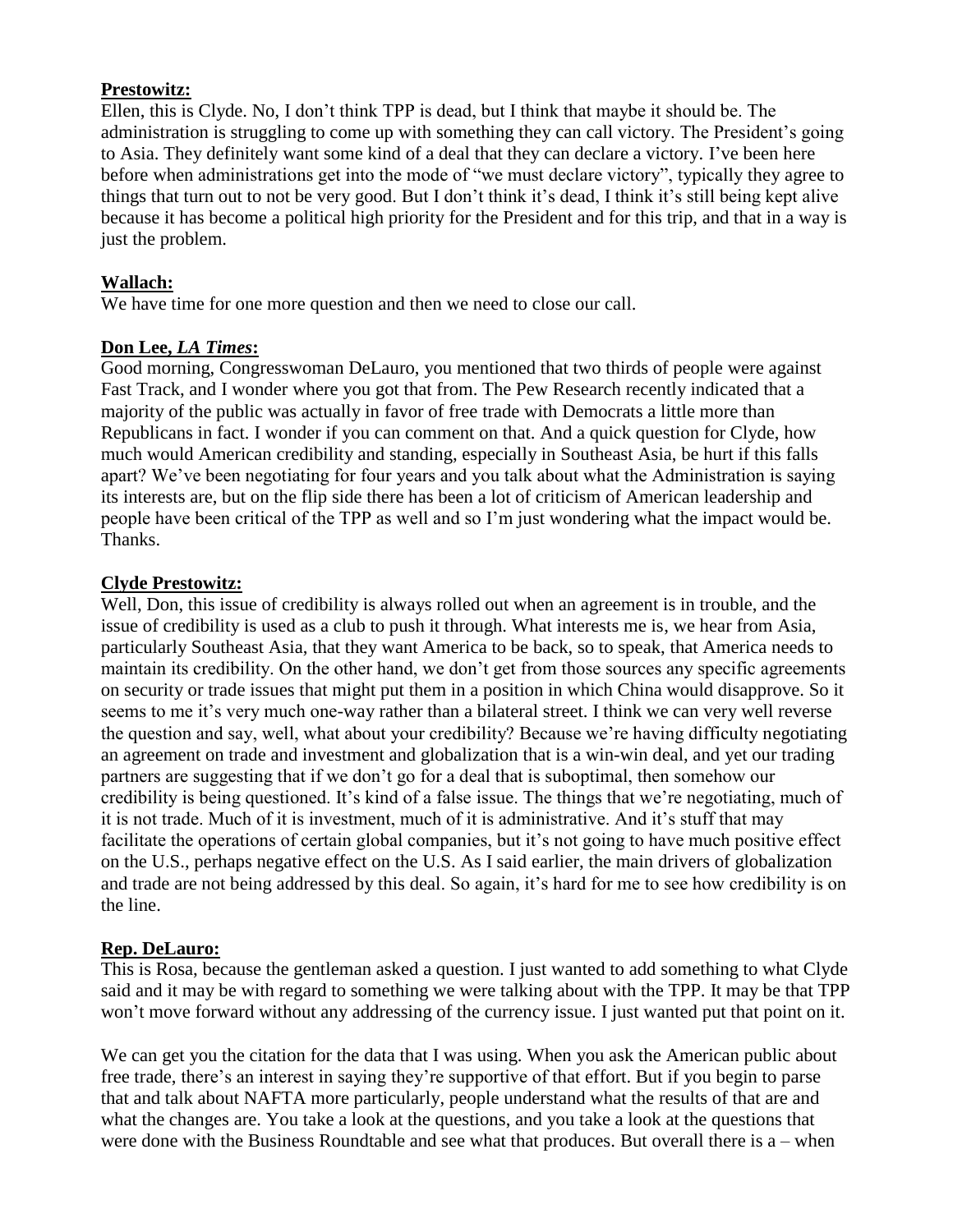**Prestowitz:**
Ellen, this is Clyde. No, I don't think TPP is dead, but I think that maybe it should be. The administration is struggling to come up with something they can call victory. The President's going to Asia. They definitely want some kind of a deal that they can declare a victory. I've been here before when administrations get into the mode of "we must declare victory", typically they agree to things that turn out to not be very good. But I don't think it's dead, I think it's still being kept alive because it has become a political high priority for the President and for this trip, and that in a way is just the problem.

**Wallach:**
We have time for one more question and then we need to close our call.

**Don Lee, *LA Times*:**
Good morning, Congresswoman DeLauro, you mentioned that two thirds of people were against Fast Track, and I wonder where you got that from. The Pew Research recently indicated that a majority of the public was actually in favor of free trade with Democrats a little more than Republicans in fact. I wonder if you can comment on that. And a quick question for Clyde, how much would American credibility and standing, especially in Southeast Asia, be hurt if this falls apart? We've been negotiating for four years and you talk about what the Administration is saying its interests are, but on the flip side there has been a lot of criticism of American leadership and people have been critical of the TPP as well and so I'm just wondering what the impact would be. Thanks.

**Clyde Prestowitz:**
Well, Don, this issue of credibility is always rolled out when an agreement is in trouble, and the issue of credibility is used as a club to push it through. What interests me is, we hear from Asia, particularly Southeast Asia, that they want America to be back, so to speak, that America needs to maintain its credibility. On the other hand, we don't get from those sources any specific agreements on security or trade issues that might put them in a position in which China would disapprove. So it seems to me it's very much one-way rather than a bilateral street. I think we can very well reverse the question and say, well, what about your credibility? Because we're having difficulty negotiating an agreement on trade and investment and globalization that is a win-win deal, and yet our trading partners are suggesting that if we don't go for a deal that is suboptimal, then somehow our credibility is being questioned. It's kind of a false issue. The things that we're negotiating, much of it is not trade. Much of it is investment, much of it is administrative. And it's stuff that may facilitate the operations of certain global companies, but it's not going to have much positive effect on the U.S., perhaps negative effect on the U.S. As I said earlier, the main drivers of globalization and trade are not being addressed by this deal. So again, it's hard for me to see how credibility is on the line.

**Rep. DeLauro:**
This is Rosa, because the gentleman asked a question. I just wanted to add something to what Clyde said and it may be with regard to something we were talking about with the TPP. It may be that TPP won't move forward without any addressing of the currency issue. I just wanted put that point on it.

We can get you the citation for the data that I was using. When you ask the American public about free trade, there's an interest in saying they're supportive of that effort. But if you begin to parse that and talk about NAFTA more particularly, people understand what the results of that are and what the changes are. You take a look at the questions, and you take a look at the questions that were done with the Business Roundtable and see what that produces. But overall there is a – when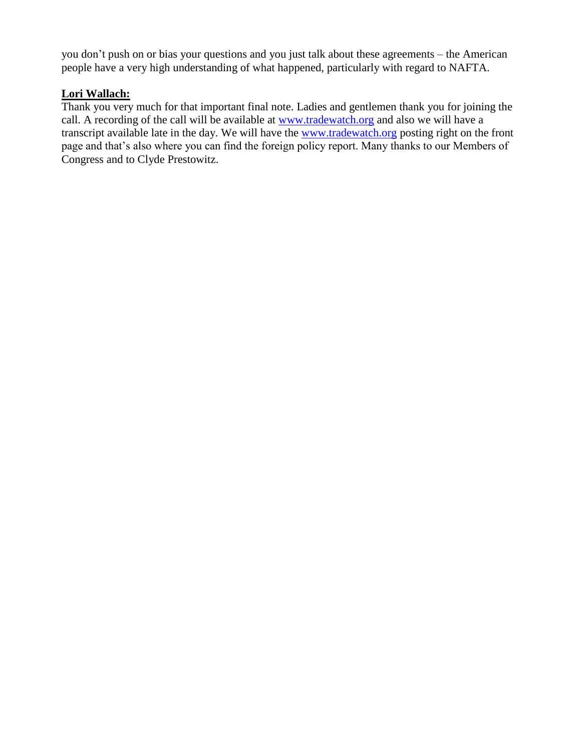you don't push on or bias your questions and you just talk about these agreements – the American people have a very high understanding of what happened, particularly with regard to NAFTA.

**Lori Wallach:**

Thank you very much for that important final note. Ladies and gentlemen thank you for joining the call. A recording of the call will be available at [www.tradewatch.org](http://www.tradewatch.org) and also we will have a transcript available late in the day. We will have the [www.tradewatch.org](http://www.tradewatch.org) posting right on the front page and that's also where you can find the foreign policy report. Many thanks to our Members of Congress and to Clyde Prestowitz.